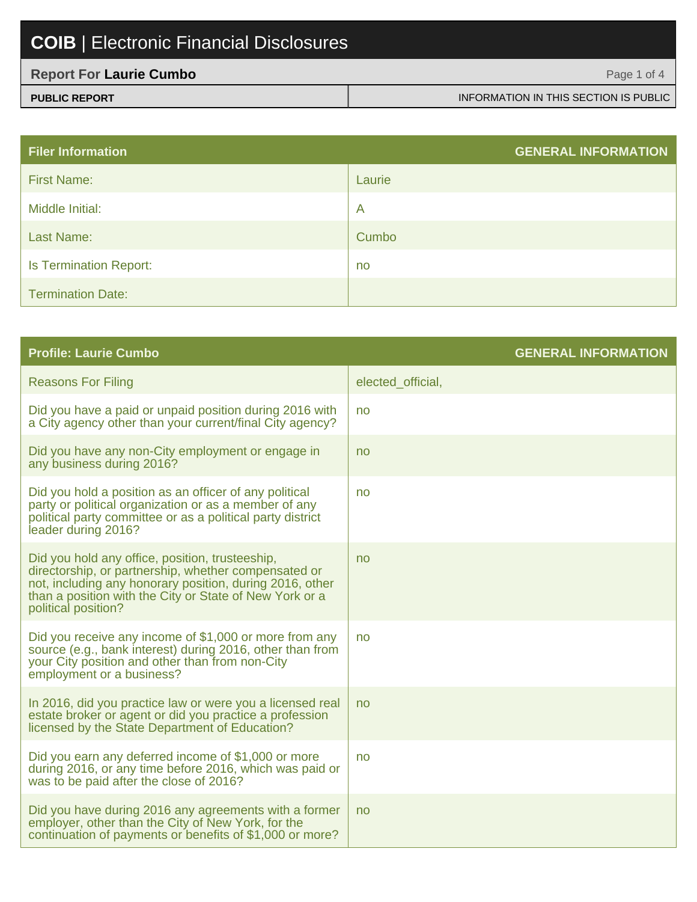# COIB | Electronic Financial Disclosures

**Report For Laurie Cumbo**

**PUBLIC REPORT** — INFORMATION IN THIS SECTION IS PUBLIC

| Filer Information | GENERAL INFORMATION |
|---|---|
| First Name: | Laurie |
| Middle Initial: | A |
| Last Name: | Cumbo |
| Is Termination Report: | no |
| Termination Date: | |

| Profile: Laurie Cumbo | GENERAL INFORMATION |
|---|---|
| Reasons For Filing | elected_official, |
| Did you have a paid or unpaid position during 2016 with a City agency other than your current/final City agency? | no |
| Did you have any non-City employment or engage in any business during 2016? | no |
| Did you hold a position as an officer of any political party or political organization or as a member of any political party committee or as a political party district leader during 2016? | no |
| Did you hold any office, position, trusteeship, directorship, or partnership, whether compensated or not, including any honorary position, during 2016, other than a position with the City or State of New York or a political position? | no |
| Did you receive any income of $1,000 or more from any source (e.g., bank interest) during 2016, other than from your City position and other than from non-City employment or a business? | no |
| In 2016, did you practice law or were you a licensed real estate broker or agent or did you practice a profession licensed by the State Department of Education? | no |
| Did you earn any deferred income of $1,000 or more during 2016, or any time before 2016, which was paid or was to be paid after the close of 2016? | no |
| Did you have during 2016 any agreements with a former employer, other than the City of New York, for the continuation of payments or benefits of $1,000 or more? | no |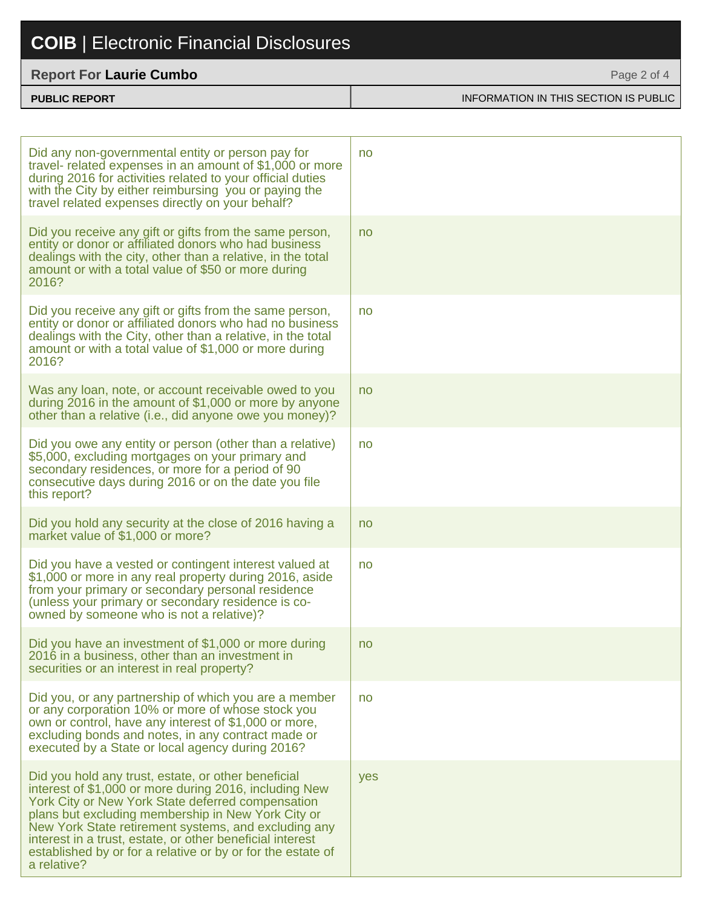# COIB | Electronic Financial Disclosures

**Report For Laurie Cumbo**

| PUBLIC REPORT | INFORMATION IN THIS SECTION IS PUBLIC |
| --- | --- |
| Did any non-governmental entity or person pay for travel- related expenses in an amount of $1,000 or more during 2016 for activities related to your official duties with the City by either reimbursing you or paying the travel related expenses directly on your behalf? | no |
| Did you receive any gift or gifts from the same person, entity or donor or affiliated donors who had business dealings with the city, other than a relative, in the total amount or with a total value of $50 or more during 2016? | no |
| Did you receive any gift or gifts from the same person, entity or donor or affiliated donors who had no business dealings with the City, other than a relative, in the total amount or with a total value of $1,000 or more during 2016? | no |
| Was any loan, note, or account receivable owed to you during 2016 in the amount of $1,000 or more by anyone other than a relative (i.e., did anyone owe you money)? | no |
| Did you owe any entity or person (other than a relative) $5,000, excluding mortgages on your primary and secondary residences, or more for a period of 90 consecutive days during 2016 or on the date you file this report? | no |
| Did you hold any security at the close of 2016 having a market value of $1,000 or more? | no |
| Did you have a vested or contingent interest valued at $1,000 or more in any real property during 2016, aside from your primary or secondary personal residence (unless your primary or secondary residence is co-owned by someone who is not a relative)? | no |
| Did you have an investment of $1,000 or more during 2016 in a business, other than an investment in securities or an interest in real property? | no |
| Did you, or any partnership of which you are a member or any corporation 10% or more of whose stock you own or control, have any interest of $1,000 or more, excluding bonds and notes, in any contract made or executed by a State or local agency during 2016? | no |
| Did you hold any trust, estate, or other beneficial interest of $1,000 or more during 2016, including New York City or New York State deferred compensation plans but excluding membership in New York City or New York State retirement systems, and excluding any interest in a trust, estate, or other beneficial interest established by or for a relative or by or for the estate of a relative? | yes |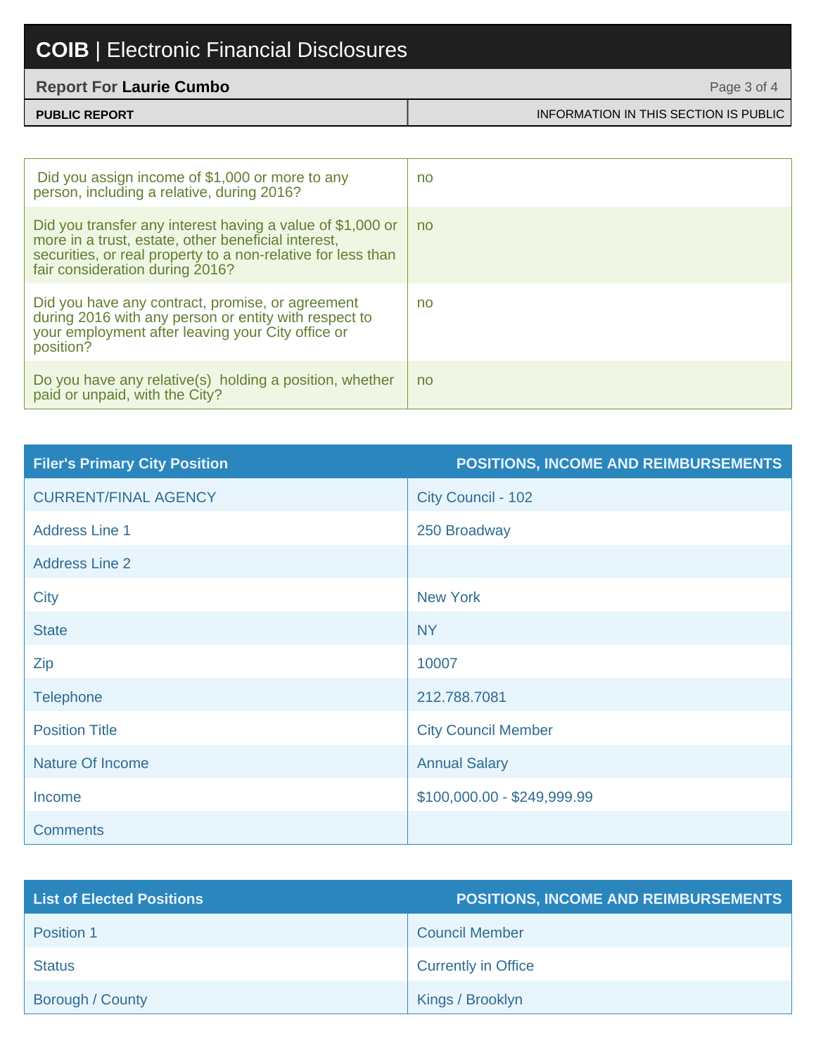| Question | Answer |
| --- | --- |
| Did you assign income of $1,000 or more to any person, including a relative, during 2016? | no |
| Did you transfer any interest having a value of $1,000 or more in a trust, estate, other beneficial interest, securities, or real property to a non-relative for less than fair consideration during 2016? | no |
| Did you have any contract, promise, or agreement during 2016 with any person or entity with respect to your employment after leaving your City office or position? | no |
| Do you have any relative(s) holding a position, whether paid or unpaid, with the City? | no |

| Filer's Primary City Position | POSITIONS, INCOME AND REIMBURSEMENTS |
| --- | --- |
| CURRENT/FINAL AGENCY | City Council - 102 |
| Address Line 1 | 250 Broadway |
| Address Line 2 | |
| City | New York |
| State | NY |
| Zip | 10007 |
| Telephone | 212.788.7081 |
| Position Title | City Council Member |
| Nature Of Income | Annual Salary |
| Income | $100,000.00 - $249,999.99 |
| Comments | |

| List of Elected Positions | POSITIONS, INCOME AND REIMBURSEMENTS |
| --- | --- |
| Position 1 | Council Member |
| Status | Currently in Office |
| Borough / County | Kings / Brooklyn |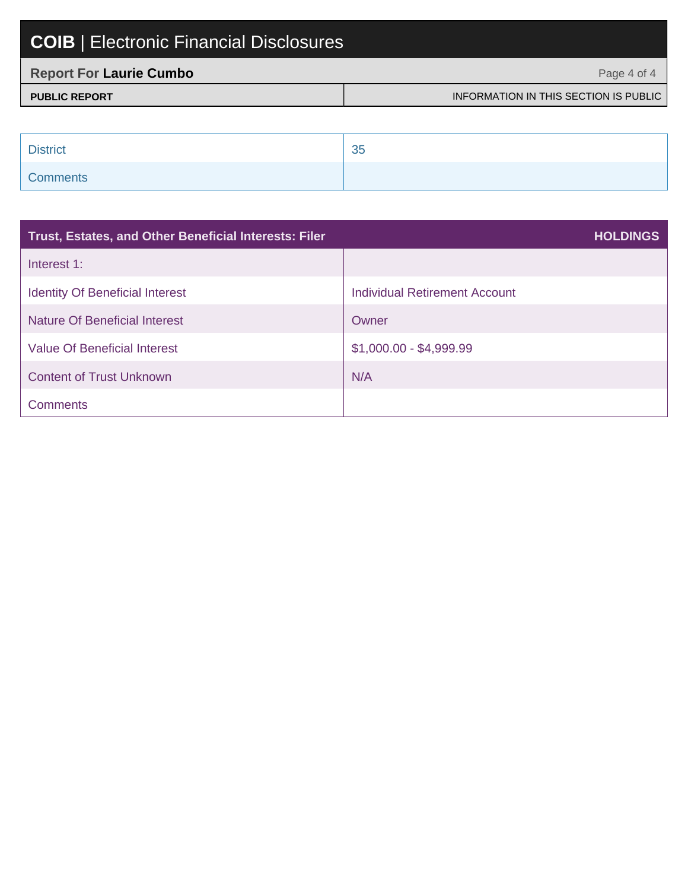| | |
|---|---|
| District | 35 |
| Comments | |

## Trust, Estates, and Other Beneficial Interests: Filer — HOLDINGS

| | |
|---|---|
| Interest 1: | |
| Identity Of Beneficial Interest | Individual Retirement Account |
| Nature Of Beneficial Interest | Owner |
| Value Of Beneficial Interest | $1,000.00 - $4,999.99 |
| Content of Trust Unknown | N/A |
| Comments | |